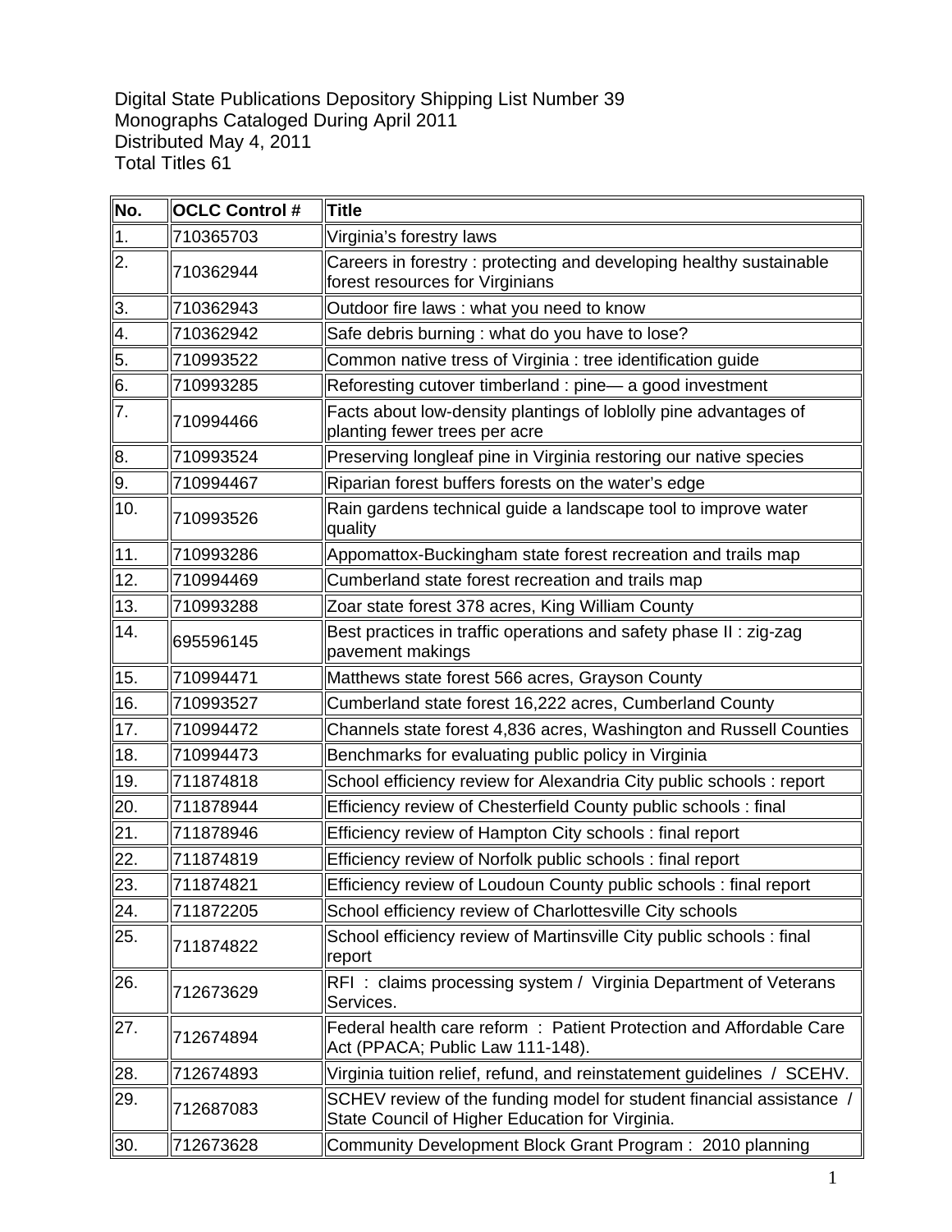Digital State Publications Depository Shipping List Number 39
Monographs Cataloged During April 2011
Distributed May 4, 2011
Total Titles 61

| No. | OCLC Control # | Title |
|---|---|---|
| 1. | 710365703 | Virginia's forestry laws |
| 2. | 710362944 | Careers in forestry : protecting and developing healthy sustainable forest resources for Virginians |
| 3. | 710362943 | Outdoor fire laws : what you need to know |
| 4. | 710362942 | Safe debris burning : what do you have to lose? |
| 5. | 710993522 | Common native tress of Virginia : tree identification guide |
| 6. | 710993285 | Reforesting cutover timberland : pine— a good investment |
| 7. | 710994466 | Facts about low-density plantings of loblolly pine advantages of planting fewer trees per acre |
| 8. | 710993524 | Preserving longleaf pine in Virginia restoring our native species |
| 9. | 710994467 | Riparian forest buffers forests on the water's edge |
| 10. | 710993526 | Rain gardens technical guide a landscape tool to improve water quality |
| 11. | 710993286 | Appomattox-Buckingham state forest recreation and trails map |
| 12. | 710994469 | Cumberland state forest recreation and trails map |
| 13. | 710993288 | Zoar state forest 378 acres, King William County |
| 14. | 695596145 | Best practices in traffic operations and safety phase II : zig-zag pavement makings |
| 15. | 710994471 | Matthews state forest 566 acres, Grayson County |
| 16. | 710993527 | Cumberland state forest 16,222 acres, Cumberland County |
| 17. | 710994472 | Channels state forest 4,836 acres, Washington and Russell Counties |
| 18. | 710994473 | Benchmarks for evaluating public policy in Virginia |
| 19. | 711874818 | School efficiency review for Alexandria City public schools : report |
| 20. | 711878944 | Efficiency review of Chesterfield County public schools : final |
| 21. | 711878946 | Efficiency review of Hampton City schools : final report |
| 22. | 711874819 | Efficiency review of Norfolk public schools : final report |
| 23. | 711874821 | Efficiency review of Loudoun County public schools : final report |
| 24. | 711872205 | School efficiency review of Charlottesville City schools |
| 25. | 711874822 | School efficiency review of Martinsville City public schools : final report |
| 26. | 712673629 | RFI : claims processing system / Virginia Department of Veterans Services. |
| 27. | 712674894 | Federal health care reform : Patient Protection and Affordable Care Act (PPACA; Public Law 111-148). |
| 28. | 712674893 | Virginia tuition relief, refund, and reinstatement guidelines / SCEHV. |
| 29. | 712687083 | SCHEV review of the funding model for student financial assistance / State Council of Higher Education for Virginia. |
| 30. | 712673628 | Community Development Block Grant Program : 2010 planning |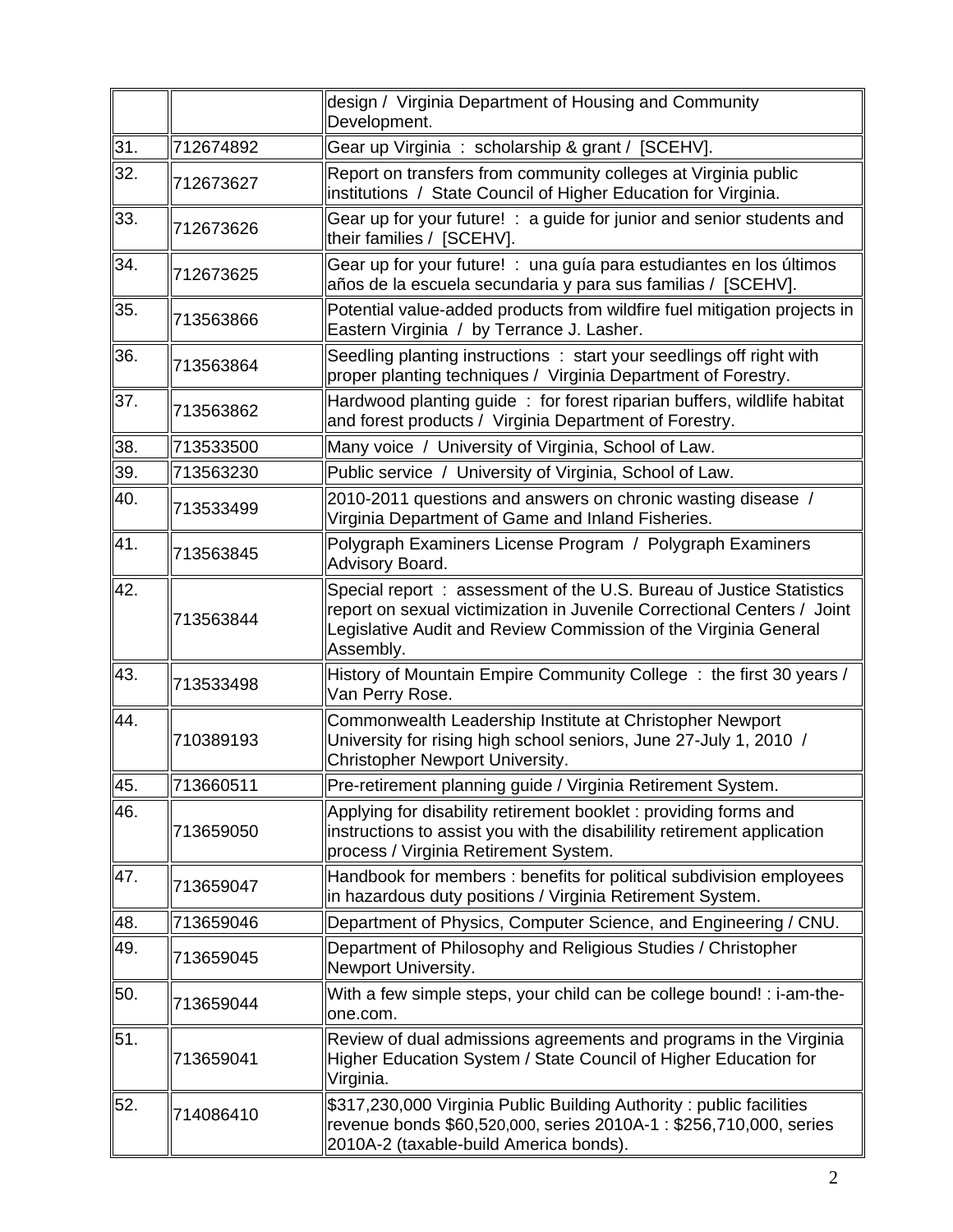| | | |
|---|---|---|
| | | design / Virginia Department of Housing and Community Development. |
| 31. | 712674892 | Gear up Virginia : scholarship & grant / [SCEHV]. |
| 32. | 712673627 | Report on transfers from community colleges at Virginia public institutions / State Council of Higher Education for Virginia. |
| 33. | 712673626 | Gear up for your future! : a guide for junior and senior students and their families / [SCEHV]. |
| 34. | 712673625 | Gear up for your future! : una guía para estudiantes en los últimos años de la escuela secundaria y para sus familias / [SCEHV]. |
| 35. | 713563866 | Potential value-added products from wildfire fuel mitigation projects in Eastern Virginia / by Terrance J. Lasher. |
| 36. | 713563864 | Seedling planting instructions : start your seedlings off right with proper planting techniques / Virginia Department of Forestry. |
| 37. | 713563862 | Hardwood planting guide : for forest riparian buffers, wildlife habitat and forest products / Virginia Department of Forestry. |
| 38. | 713533500 | Many voice / University of Virginia, School of Law. |
| 39. | 713563230 | Public service / University of Virginia, School of Law. |
| 40. | 713533499 | 2010-2011 questions and answers on chronic wasting disease / Virginia Department of Game and Inland Fisheries. |
| 41. | 713563845 | Polygraph Examiners License Program / Polygraph Examiners Advisory Board. |
| 42. | 713563844 | Special report : assessment of the U.S. Bureau of Justice Statistics report on sexual victimization in Juvenile Correctional Centers / Joint Legislative Audit and Review Commission of the Virginia General Assembly. |
| 43. | 713533498 | History of Mountain Empire Community College : the first 30 years / Van Perry Rose. |
| 44. | 710389193 | Commonwealth Leadership Institute at Christopher Newport University for rising high school seniors, June 27-July 1, 2010 / Christopher Newport University. |
| 45. | 713660511 | Pre-retirement planning guide / Virginia Retirement System. |
| 46. | 713659050 | Applying for disability retirement booklet : providing forms and instructions to assist you with the disabililty retirement application process / Virginia Retirement System. |
| 47. | 713659047 | Handbook for members : benefits for political subdivision employees in hazardous duty positions / Virginia Retirement System. |
| 48. | 713659046 | Department of Physics, Computer Science, and Engineering / CNU. |
| 49. | 713659045 | Department of Philosophy and Religious Studies / Christopher Newport University. |
| 50. | 713659044 | With a few simple steps, your child can be college bound! : i-am-the-one.com. |
| 51. | 713659041 | Review of dual admissions agreements and programs in the Virginia Higher Education System / State Council of Higher Education for Virginia. |
| 52. | 714086410 | $317,230,000 Virginia Public Building Authority : public facilities revenue bonds $60,520,000, series 2010A-1 : $256,710,000, series 2010A-2 (taxable-build America bonds). |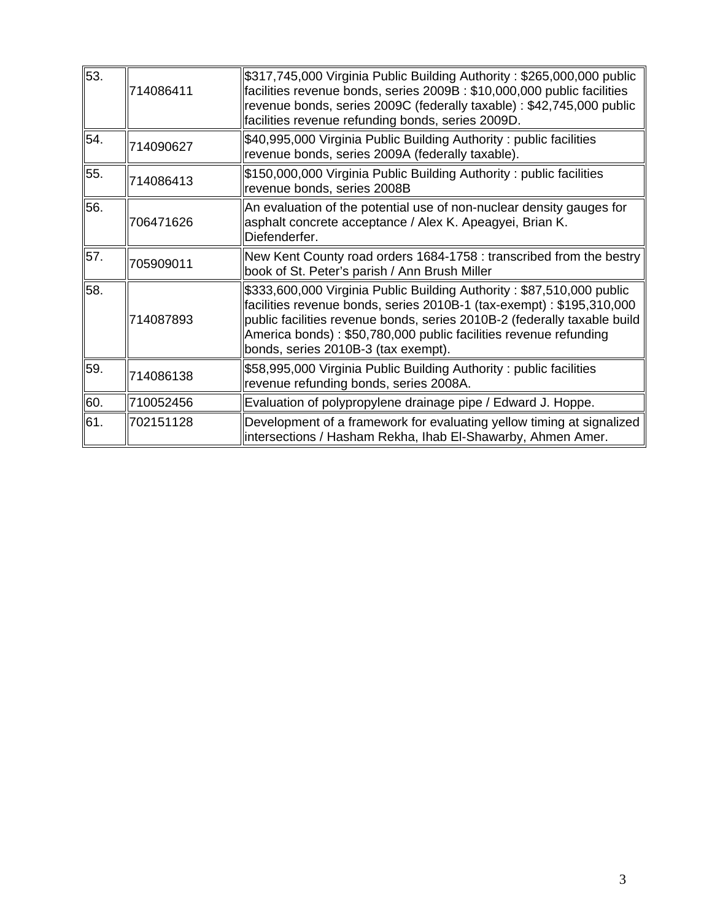| | | |
|---|---|---|
| 53. | 714086411 | $317,745,000 Virginia Public Building Authority : $265,000,000 public facilities revenue bonds, series 2009B : $10,000,000 public facilities revenue bonds, series 2009C (federally taxable) : $42,745,000 public facilities revenue refunding bonds, series 2009D. |
| 54. | 714090627 | $40,995,000 Virginia Public Building Authority : public facilities revenue bonds, series 2009A (federally taxable). |
| 55. | 714086413 | $150,000,000 Virginia Public Building Authority : public facilities revenue bonds, series 2008B |
| 56. | 706471626 | An evaluation of the potential use of non-nuclear density gauges for asphalt concrete acceptance / Alex K. Apeagyei, Brian K. Diefenderfer. |
| 57. | 705909011 | New Kent County road orders 1684-1758 : transcribed from the bestry book of St. Peter's parish / Ann Brush Miller |
| 58. | 714087893 | $333,600,000 Virginia Public Building Authority : $87,510,000 public facilities revenue bonds, series 2010B-1 (tax-exempt) : $195,310,000 public facilities revenue bonds, series 2010B-2 (federally taxable build America bonds) : $50,780,000 public facilities revenue refunding bonds, series 2010B-3 (tax exempt). |
| 59. | 714086138 | $58,995,000 Virginia Public Building Authority : public facilities revenue refunding bonds, series 2008A. |
| 60. | 710052456 | Evaluation of polypropylene drainage pipe / Edward J. Hoppe. |
| 61. | 702151128 | Development of a framework for evaluating yellow timing at signalized intersections / Hasham Rekha, Ihab El-Shawarby, Ahmen Amer. |